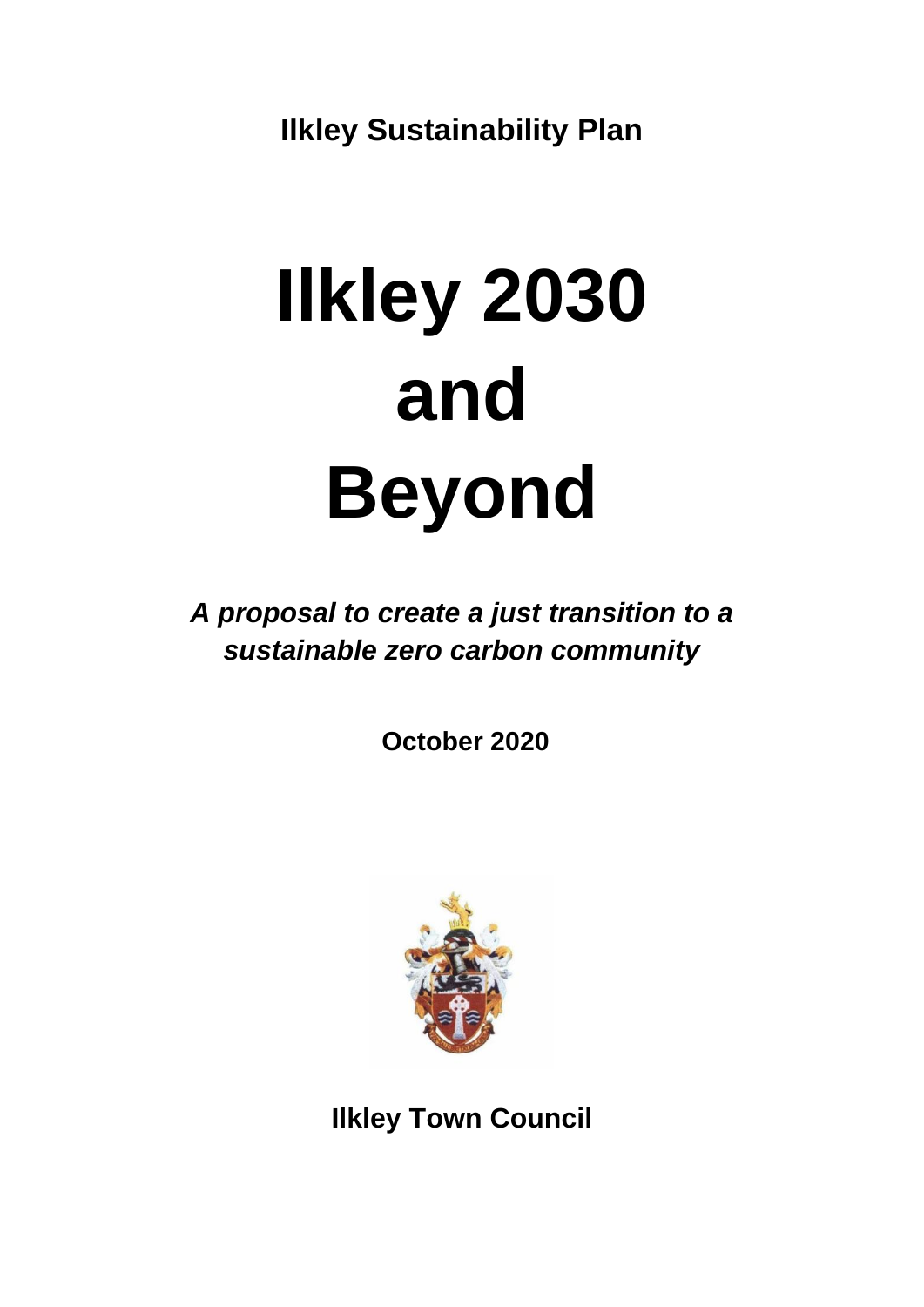**Ilkley Sustainability Plan**

# Ilkley 2030 and Beyond

***A proposal to create a just transition to a sustainable zero carbon community***

**October 2020**

**Ilkley Town Council**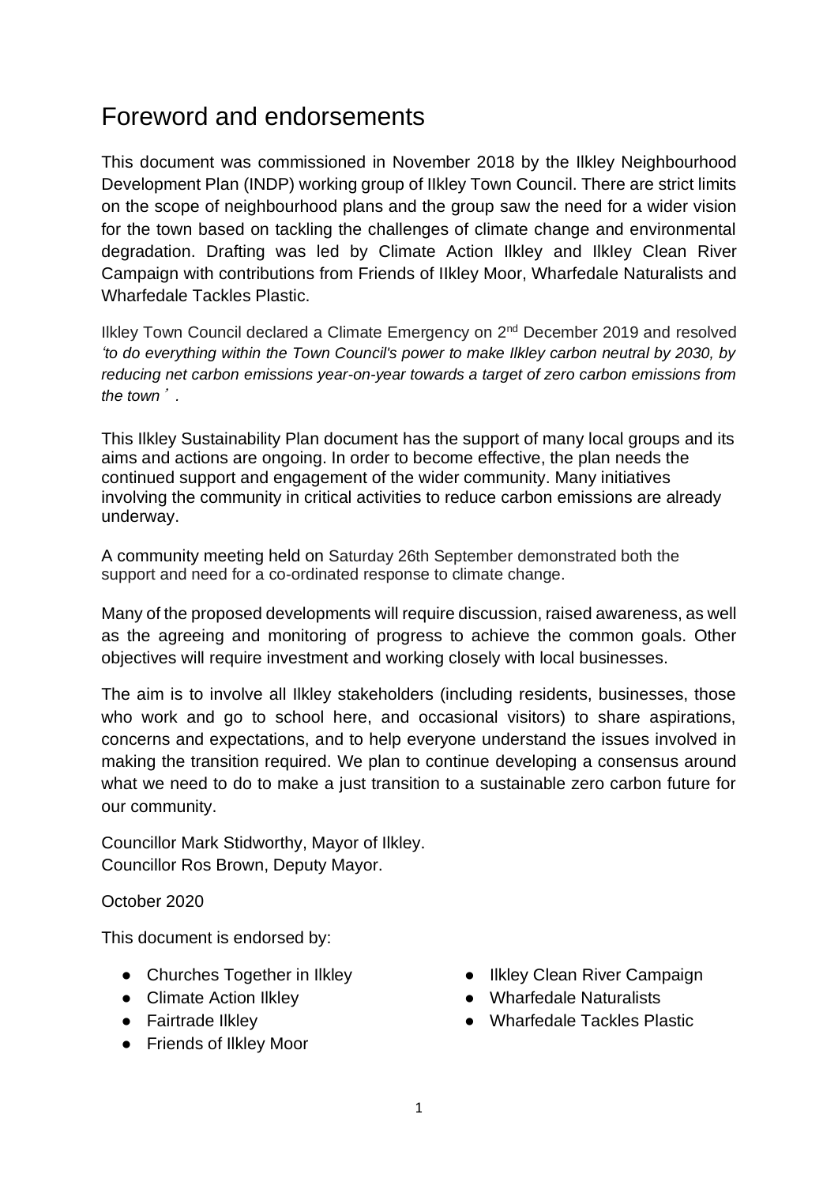# Foreword and endorsements

This document was commissioned in November 2018 by the Ilkley Neighbourhood Development Plan (INDP) working group of IIkley Town Council. There are strict limits on the scope of neighbourhood plans and the group saw the need for a wider vision for the town based on tackling the challenges of climate change and environmental degradation. Drafting was led by Climate Action Ilkley and IlkIey Clean River Campaign with contributions from Friends of IIkley Moor, Wharfedale Naturalists and Wharfedale Tackles Plastic.

Ilkley Town Council declared a Climate Emergency on 2nd December 2019 and resolved *'to do everything within the Town Council's power to make Ilkley carbon neutral by 2030, by reducing net carbon emissions year-on-year towards a target of zero carbon emissions from the town'*.

This Ilkley Sustainability Plan document has the support of many local groups and its aims and actions are ongoing. In order to become effective, the plan needs the continued support and engagement of the wider community. Many initiatives involving the community in critical activities to reduce carbon emissions are already underway.

A community meeting held on Saturday 26th September demonstrated both the support and need for a co-ordinated response to climate change.

Many of the proposed developments will require discussion, raised awareness, as well as the agreeing and monitoring of progress to achieve the common goals. Other objectives will require investment and working closely with local businesses.

The aim is to involve all Ilkley stakeholders (including residents, businesses, those who work and go to school here, and occasional visitors) to share aspirations, concerns and expectations, and to help everyone understand the issues involved in making the transition required. We plan to continue developing a consensus around what we need to do to make a just transition to a sustainable zero carbon future for our community.

Councillor Mark Stidworthy, Mayor of Ilkley.
Councillor Ros Brown, Deputy Mayor.

October 2020

This document is endorsed by:

- Churches Together in Ilkley
- Climate Action Ilkley
- Fairtrade Ilkley
- Friends of Ilkley Moor
- Ilkley Clean River Campaign
- Wharfedale Naturalists
- Wharfedale Tackles Plastic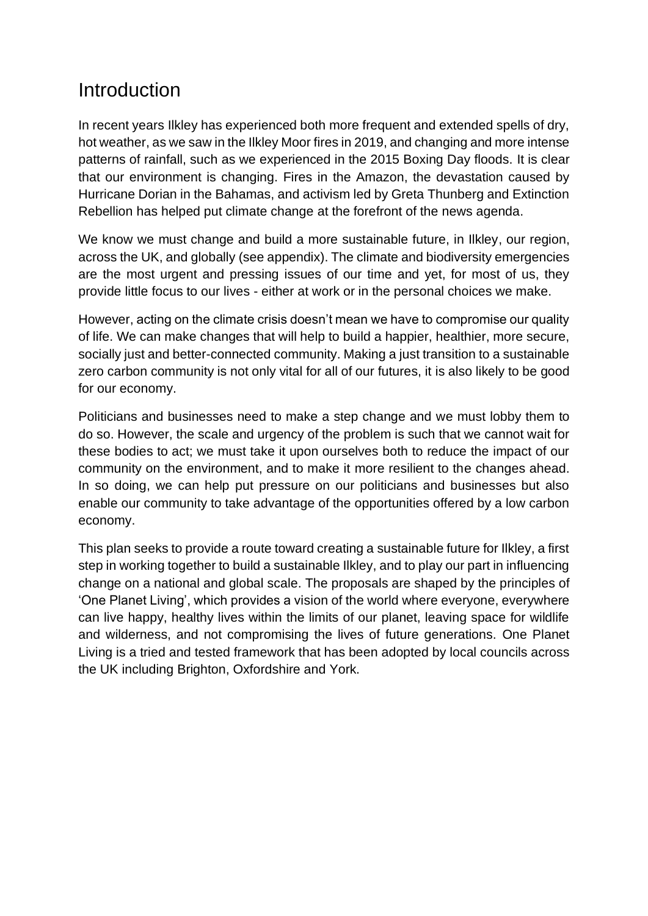# Introduction

In recent years Ilkley has experienced both more frequent and extended spells of dry, hot weather, as we saw in the Ilkley Moor fires in 2019, and changing and more intense patterns of rainfall, such as we experienced in the 2015 Boxing Day floods. It is clear that our environment is changing. Fires in the Amazon, the devastation caused by Hurricane Dorian in the Bahamas, and activism led by Greta Thunberg and Extinction Rebellion has helped put climate change at the forefront of the news agenda.

We know we must change and build a more sustainable future, in Ilkley, our region, across the UK, and globally (see appendix). The climate and biodiversity emergencies are the most urgent and pressing issues of our time and yet, for most of us, they provide little focus to our lives - either at work or in the personal choices we make.

However, acting on the climate crisis doesn't mean we have to compromise our quality of life. We can make changes that will help to build a happier, healthier, more secure, socially just and better-connected community. Making a just transition to a sustainable zero carbon community is not only vital for all of our futures, it is also likely to be good for our economy.

Politicians and businesses need to make a step change and we must lobby them to do so. However, the scale and urgency of the problem is such that we cannot wait for these bodies to act; we must take it upon ourselves both to reduce the impact of our community on the environment, and to make it more resilient to the changes ahead. In so doing, we can help put pressure on our politicians and businesses but also enable our community to take advantage of the opportunities offered by a low carbon economy.

This plan seeks to provide a route toward creating a sustainable future for Ilkley, a first step in working together to build a sustainable Ilkley, and to play our part in influencing change on a national and global scale. The proposals are shaped by the principles of 'One Planet Living', which provides a vision of the world where everyone, everywhere can live happy, healthy lives within the limits of our planet, leaving space for wildlife and wilderness, and not compromising the lives of future generations. One Planet Living is a tried and tested framework that has been adopted by local councils across the UK including Brighton, Oxfordshire and York.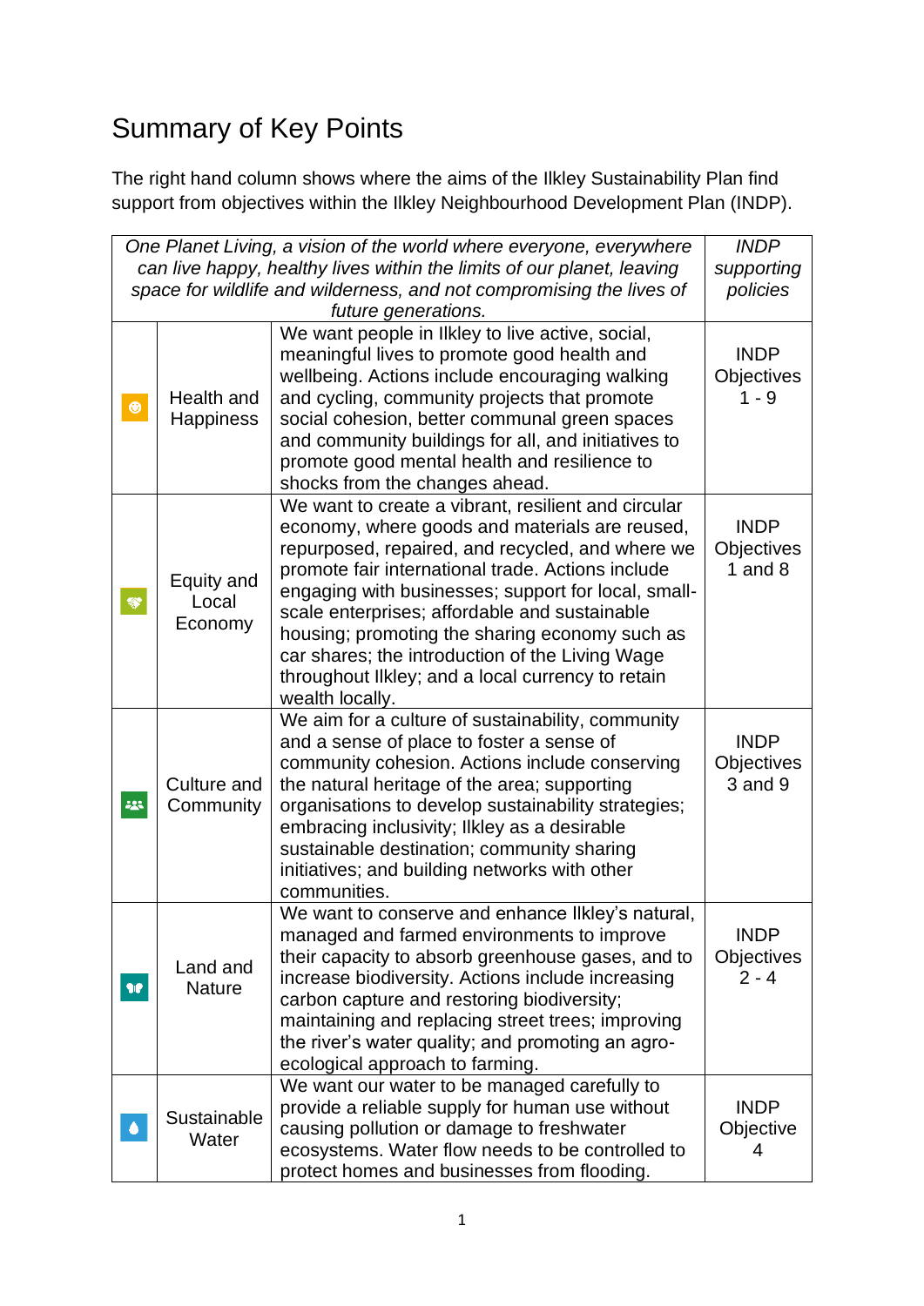# Summary of Key Points

The right hand column shows where the aims of the Ilkley Sustainability Plan find support from objectives within the Ilkley Neighbourhood Development Plan (INDP).

| *One Planet Living, a vision of the world where everyone, everywhere can live happy, healthy lives within the limits of our planet, leaving space for wildlife and wilderness, and not compromising the lives of future generations.* | | | *INDP supporting policies* |
|---|---|---|---|
| | Health and Happiness | We want people in Ilkley to live active, social, meaningful lives to promote good health and wellbeing. Actions include encouraging walking and cycling, community projects that promote social cohesion, better communal green spaces and community buildings for all, and initiatives to promote good mental health and resilience to shocks from the changes ahead. | INDP Objectives 1 - 9 |
| | Equity and Local Economy | We want to create a vibrant, resilient and circular economy, where goods and materials are reused, repurposed, repaired, and recycled, and where we promote fair international trade. Actions include engaging with businesses; support for local, small-scale enterprises; affordable and sustainable housing; promoting the sharing economy such as car shares; the introduction of the Living Wage throughout Ilkley; and a local currency to retain wealth locally. | INDP Objectives 1 and 8 |
| | Culture and Community | We aim for a culture of sustainability, community and a sense of place to foster a sense of community cohesion. Actions include conserving the natural heritage of the area; supporting organisations to develop sustainability strategies; embracing inclusivity; Ilkley as a desirable sustainable destination; community sharing initiatives; and building networks with other communities. | INDP Objectives 3 and 9 |
| | Land and Nature | We want to conserve and enhance Ilkley's natural, managed and farmed environments to improve their capacity to absorb greenhouse gases, and to increase biodiversity. Actions include increasing carbon capture and restoring biodiversity; maintaining and replacing street trees; improving the river's water quality; and promoting an agro-ecological approach to farming. | INDP Objectives 2 - 4 |
| | Sustainable Water | We want our water to be managed carefully to provide a reliable supply for human use without causing pollution or damage to freshwater ecosystems. Water flow needs to be controlled to protect homes and businesses from flooding. | INDP Objective 4 |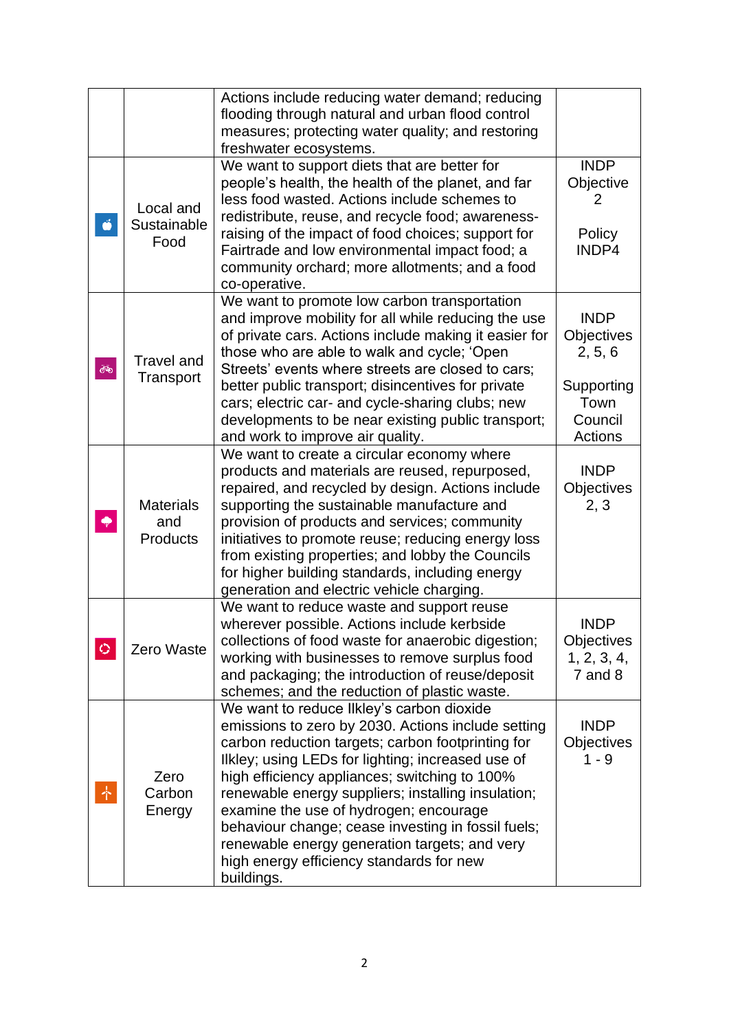| | | | |
|---|---|---|---|
| | | Actions include reducing water demand; reducing flooding through natural and urban flood control measures; protecting water quality; and restoring freshwater ecosystems. | |
| | Local and Sustainable Food | We want to support diets that are better for people's health, the health of the planet, and far less food wasted. Actions include schemes to redistribute, reuse, and recycle food; awareness-raising of the impact of food choices; support for Fairtrade and low environmental impact food; a community orchard; more allotments; and a food co-operative. | INDP Objective 2<br><br>Policy INDP4 |
| | Travel and Transport | We want to promote low carbon transportation and improve mobility for all while reducing the use of private cars. Actions include making it easier for those who are able to walk and cycle; 'Open Streets' events where streets are closed to cars; better public transport; disincentives for private cars; electric car- and cycle-sharing clubs; new developments to be near existing public transport; and work to improve air quality. | INDP Objectives 2, 5, 6<br><br>Supporting Town Council Actions |
| | Materials and Products | We want to create a circular economy where products and materials are reused, repurposed, repaired, and recycled by design. Actions include supporting the sustainable manufacture and provision of products and services; community initiatives to promote reuse; reducing energy loss from existing properties; and lobby the Councils for higher building standards, including energy generation and electric vehicle charging. | INDP Objectives 2, 3 |
| | Zero Waste | We want to reduce waste and support reuse wherever possible. Actions include kerbside collections of food waste for anaerobic digestion; working with businesses to remove surplus food and packaging; the introduction of reuse/deposit schemes; and the reduction of plastic waste. | INDP Objectives 1, 2, 3, 4, 7 and 8 |
| | Zero Carbon Energy | We want to reduce Ilkley's carbon dioxide emissions to zero by 2030. Actions include setting carbon reduction targets; carbon footprinting for Ilkley; using LEDs for lighting; increased use of high efficiency appliances; switching to 100% renewable energy suppliers; installing insulation; examine the use of hydrogen; encourage behaviour change; cease investing in fossil fuels; renewable energy generation targets; and very high energy efficiency standards for new buildings. | INDP Objectives 1 - 9 |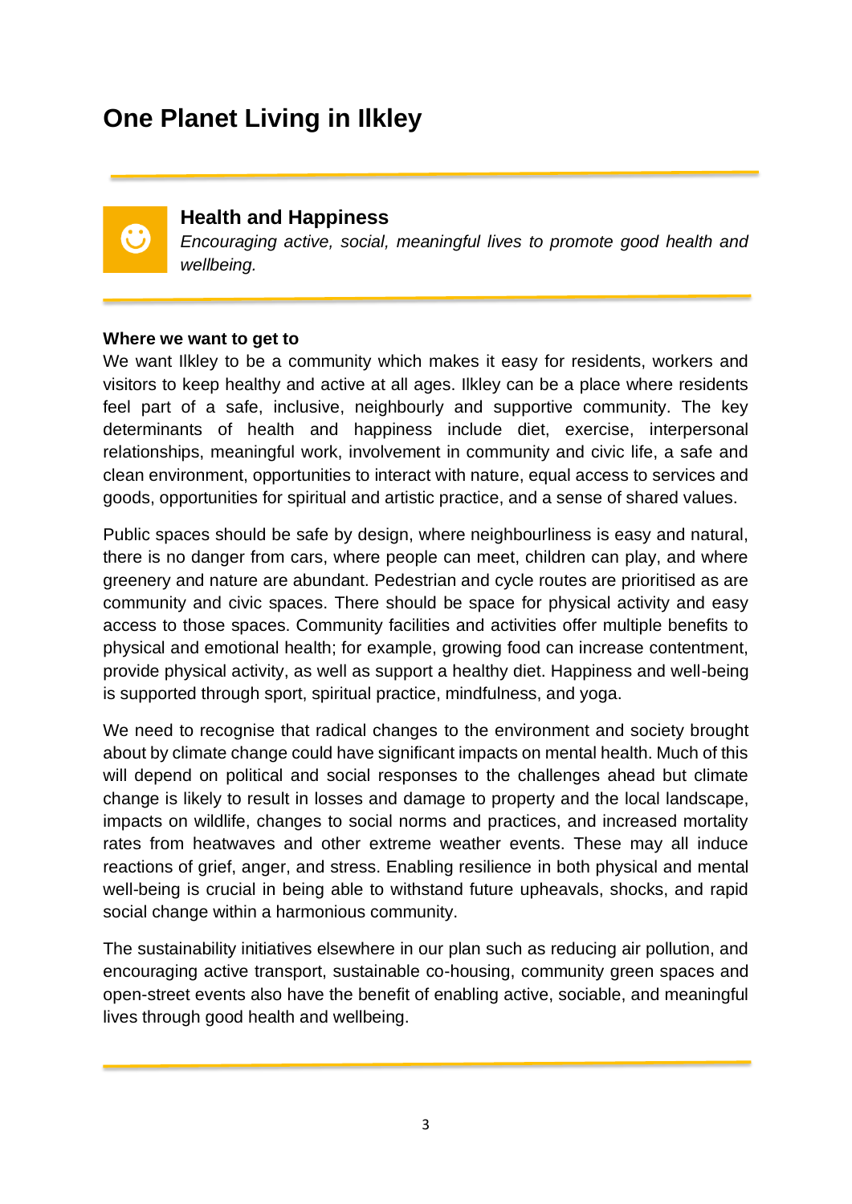# One Planet Living in Ilkley

## Health and Happiness

*Encouraging active, social, meaningful lives to promote good health and wellbeing.*

**Where we want to get to**

We want Ilkley to be a community which makes it easy for residents, workers and visitors to keep healthy and active at all ages. Ilkley can be a place where residents feel part of a safe, inclusive, neighbourly and supportive community. The key determinants of health and happiness include diet, exercise, interpersonal relationships, meaningful work, involvement in community and civic life, a safe and clean environment, opportunities to interact with nature, equal access to services and goods, opportunities for spiritual and artistic practice, and a sense of shared values.

Public spaces should be safe by design, where neighbourliness is easy and natural, there is no danger from cars, where people can meet, children can play, and where greenery and nature are abundant. Pedestrian and cycle routes are prioritised as are community and civic spaces. There should be space for physical activity and easy access to those spaces. Community facilities and activities offer multiple benefits to physical and emotional health; for example, growing food can increase contentment, provide physical activity, as well as support a healthy diet. Happiness and well-being is supported through sport, spiritual practice, mindfulness, and yoga.

We need to recognise that radical changes to the environment and society brought about by climate change could have significant impacts on mental health. Much of this will depend on political and social responses to the challenges ahead but climate change is likely to result in losses and damage to property and the local landscape, impacts on wildlife, changes to social norms and practices, and increased mortality rates from heatwaves and other extreme weather events. These may all induce reactions of grief, anger, and stress. Enabling resilience in both physical and mental well-being is crucial in being able to withstand future upheavals, shocks, and rapid social change within a harmonious community.

The sustainability initiatives elsewhere in our plan such as reducing air pollution, and encouraging active transport, sustainable co-housing, community green spaces and open-street events also have the benefit of enabling active, sociable, and meaningful lives through good health and wellbeing.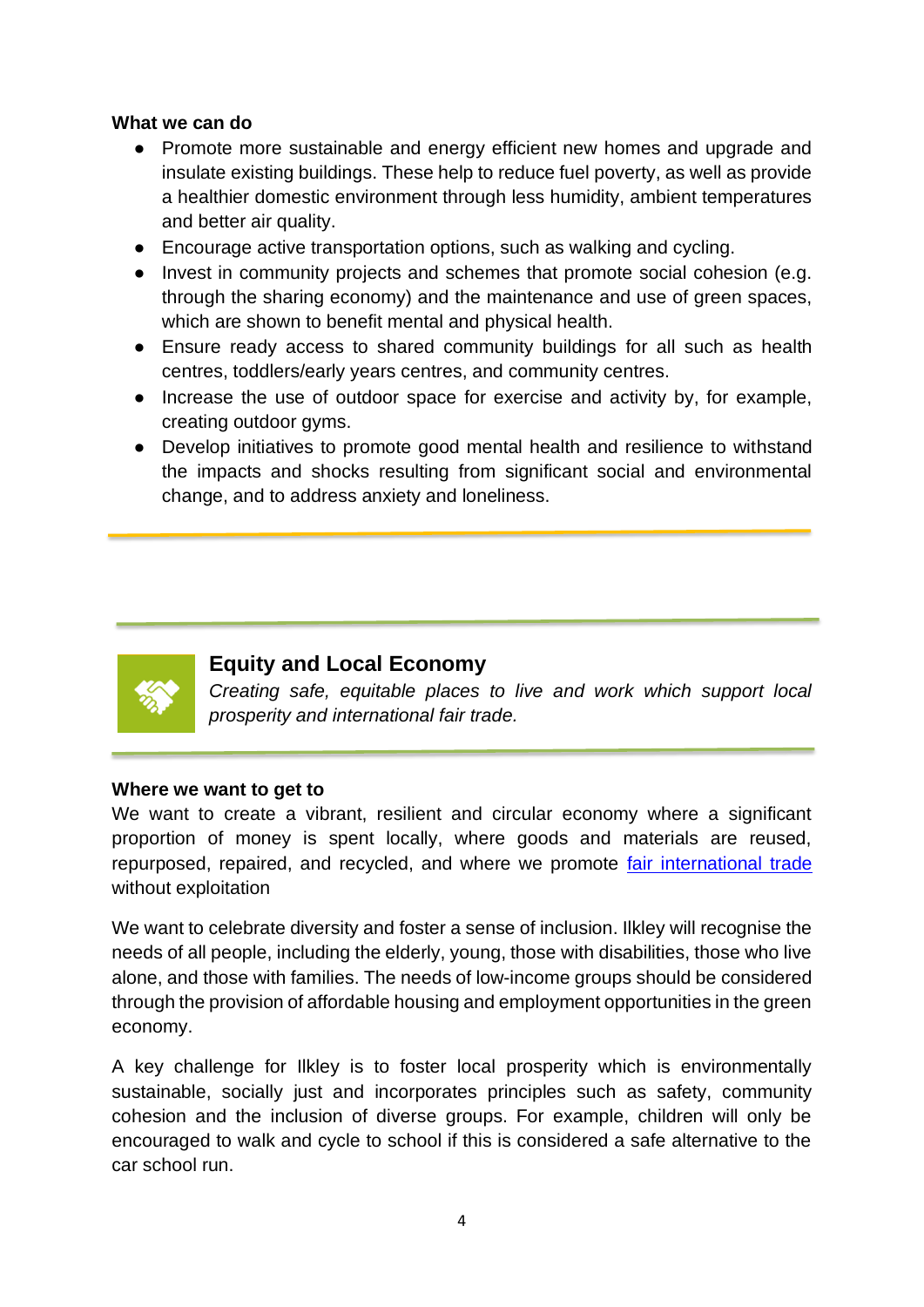**What we can do**

- Promote more sustainable and energy efficient new homes and upgrade and insulate existing buildings. These help to reduce fuel poverty, as well as provide a healthier domestic environment through less humidity, ambient temperatures and better air quality.
- Encourage active transportation options, such as walking and cycling.
- Invest in community projects and schemes that promote social cohesion (e.g. through the sharing economy) and the maintenance and use of green spaces, which are shown to benefit mental and physical health.
- Ensure ready access to shared community buildings for all such as health centres, toddlers/early years centres, and community centres.
- Increase the use of outdoor space for exercise and activity by, for example, creating outdoor gyms.
- Develop initiatives to promote good mental health and resilience to withstand the impacts and shocks resulting from significant social and environmental change, and to address anxiety and loneliness.

## Equity and Local Economy

*Creating safe, equitable places to live and work which support local prosperity and international fair trade.*

**Where we want to get to**

We want to create a vibrant, resilient and circular economy where a significant proportion of money is spent locally, where goods and materials are reused, repurposed, repaired, and recycled, and where we promote fair international trade without exploitation

We want to celebrate diversity and foster a sense of inclusion. Ilkley will recognise the needs of all people, including the elderly, young, those with disabilities, those who live alone, and those with families. The needs of low-income groups should be considered through the provision of affordable housing and employment opportunities in the green economy.

A key challenge for Ilkley is to foster local prosperity which is environmentally sustainable, socially just and incorporates principles such as safety, community cohesion and the inclusion of diverse groups. For example, children will only be encouraged to walk and cycle to school if this is considered a safe alternative to the car school run.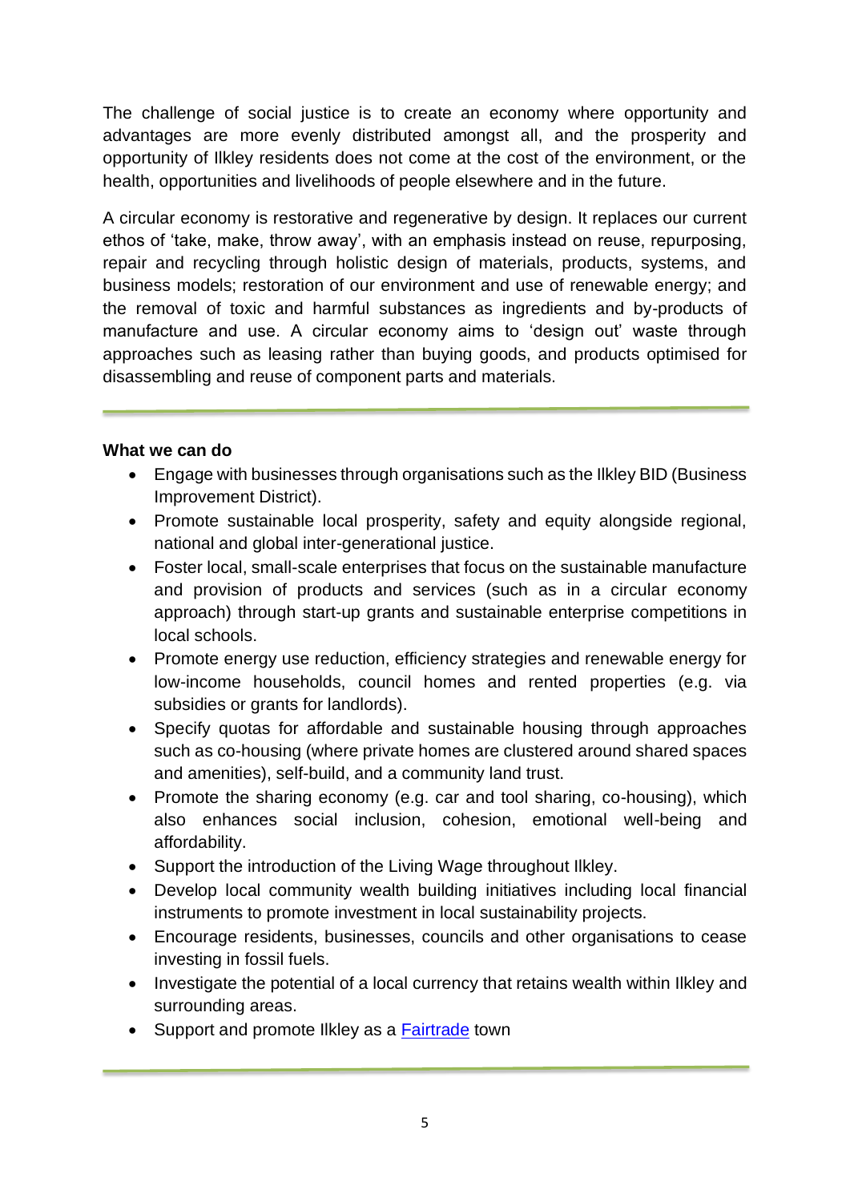The challenge of social justice is to create an economy where opportunity and advantages are more evenly distributed amongst all, and the prosperity and opportunity of Ilkley residents does not come at the cost of the environment, or the health, opportunities and livelihoods of people elsewhere and in the future.

A circular economy is restorative and regenerative by design. It replaces our current ethos of 'take, make, throw away', with an emphasis instead on reuse, repurposing, repair and recycling through holistic design of materials, products, systems, and business models; restoration of our environment and use of renewable energy; and the removal of toxic and harmful substances as ingredients and by-products of manufacture and use. A circular economy aims to 'design out' waste through approaches such as leasing rather than buying goods, and products optimised for disassembling and reuse of component parts and materials.

---

**What we can do**

- Engage with businesses through organisations such as the Ilkley BID (Business Improvement District).
- Promote sustainable local prosperity, safety and equity alongside regional, national and global inter-generational justice.
- Foster local, small-scale enterprises that focus on the sustainable manufacture and provision of products and services (such as in a circular economy approach) through start-up grants and sustainable enterprise competitions in local schools.
- Promote energy use reduction, efficiency strategies and renewable energy for low-income households, council homes and rented properties (e.g. via subsidies or grants for landlords).
- Specify quotas for affordable and sustainable housing through approaches such as co-housing (where private homes are clustered around shared spaces and amenities), self-build, and a community land trust.
- Promote the sharing economy (e.g. car and tool sharing, co-housing), which also enhances social inclusion, cohesion, emotional well-being and affordability.
- Support the introduction of the Living Wage throughout Ilkley.
- Develop local community wealth building initiatives including local financial instruments to promote investment in local sustainability projects.
- Encourage residents, businesses, councils and other organisations to cease investing in fossil fuels.
- Investigate the potential of a local currency that retains wealth within Ilkley and surrounding areas.
- Support and promote Ilkley as a Fairtrade town

---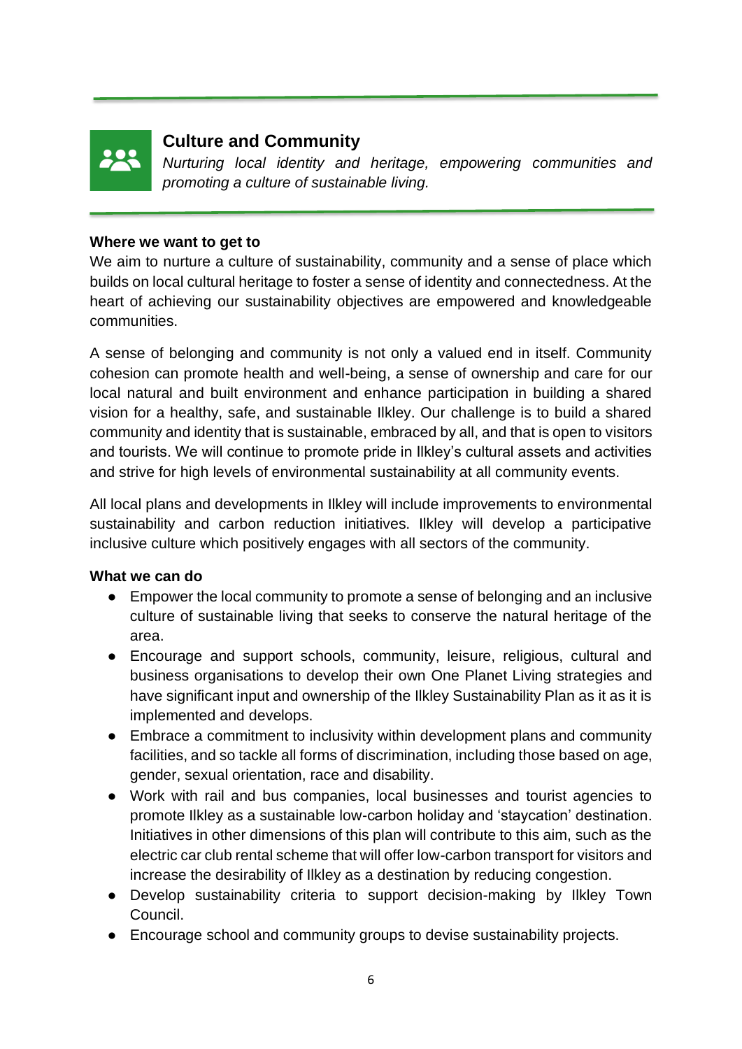## Culture and Community

*Nurturing local identity and heritage, empowering communities and promoting a culture of sustainable living.*

**Where we want to get to**

We aim to nurture a culture of sustainability, community and a sense of place which builds on local cultural heritage to foster a sense of identity and connectedness. At the heart of achieving our sustainability objectives are empowered and knowledgeable communities.

A sense of belonging and community is not only a valued end in itself. Community cohesion can promote health and well-being, a sense of ownership and care for our local natural and built environment and enhance participation in building a shared vision for a healthy, safe, and sustainable Ilkley. Our challenge is to build a shared community and identity that is sustainable, embraced by all, and that is open to visitors and tourists. We will continue to promote pride in Ilkley's cultural assets and activities and strive for high levels of environmental sustainability at all community events.

All local plans and developments in Ilkley will include improvements to environmental sustainability and carbon reduction initiatives. Ilkley will develop a participative inclusive culture which positively engages with all sectors of the community.

**What we can do**

- Empower the local community to promote a sense of belonging and an inclusive culture of sustainable living that seeks to conserve the natural heritage of the area.
- Encourage and support schools, community, leisure, religious, cultural and business organisations to develop their own One Planet Living strategies and have significant input and ownership of the Ilkley Sustainability Plan as it as it is implemented and develops.
- Embrace a commitment to inclusivity within development plans and community facilities, and so tackle all forms of discrimination, including those based on age, gender, sexual orientation, race and disability.
- Work with rail and bus companies, local businesses and tourist agencies to promote Ilkley as a sustainable low-carbon holiday and 'staycation' destination. Initiatives in other dimensions of this plan will contribute to this aim, such as the electric car club rental scheme that will offer low-carbon transport for visitors and increase the desirability of Ilkley as a destination by reducing congestion.
- Develop sustainability criteria to support decision-making by Ilkley Town Council.
- Encourage school and community groups to devise sustainability projects.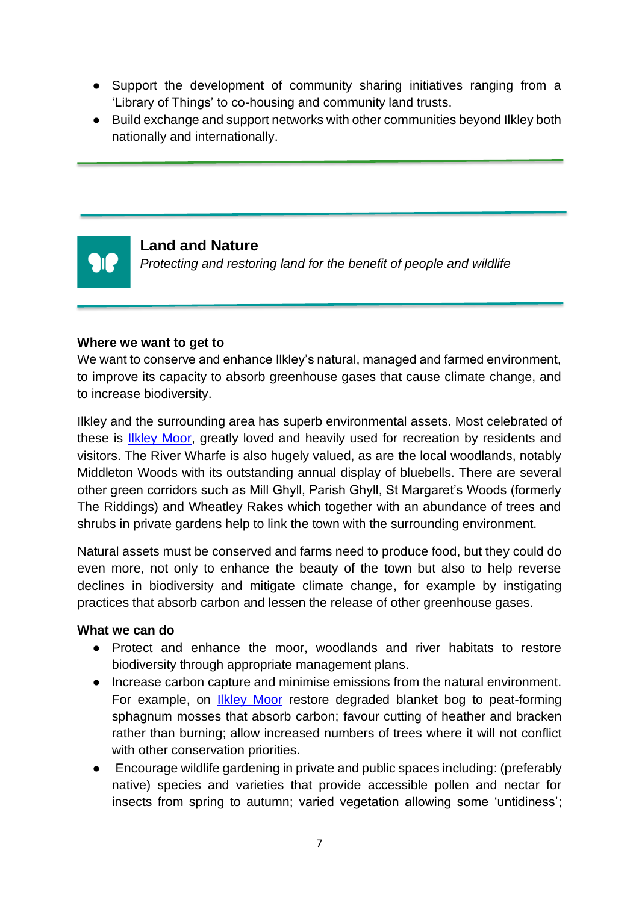- Support the development of community sharing initiatives ranging from a ‘Library of Things’ to co-housing and community land trusts.
- Build exchange and support networks with other communities beyond Ilkley both nationally and internationally.

---

## Land and Nature

*Protecting and restoring land for the benefit of people and wildlife*

---

**Where we want to get to**

We want to conserve and enhance Ilkley’s natural, managed and farmed environment, to improve its capacity to absorb greenhouse gases that cause climate change, and to increase biodiversity.

Ilkley and the surrounding area has superb environmental assets. Most celebrated of these is Ilkley Moor, greatly loved and heavily used for recreation by residents and visitors. The River Wharfe is also hugely valued, as are the local woodlands, notably Middleton Woods with its outstanding annual display of bluebells. There are several other green corridors such as Mill Ghyll, Parish Ghyll, St Margaret’s Woods (formerly The Riddings) and Wheatley Rakes which together with an abundance of trees and shrubs in private gardens help to link the town with the surrounding environment.

Natural assets must be conserved and farms need to produce food, but they could do even more, not only to enhance the beauty of the town but also to help reverse declines in biodiversity and mitigate climate change, for example by instigating practices that absorb carbon and lessen the release of other greenhouse gases.

**What we can do**

- Protect and enhance the moor, woodlands and river habitats to restore biodiversity through appropriate management plans.
- Increase carbon capture and minimise emissions from the natural environment. For example, on Ilkley Moor restore degraded blanket bog to peat-forming sphagnum mosses that absorb carbon; favour cutting of heather and bracken rather than burning; allow increased numbers of trees where it will not conflict with other conservation priorities.
- Encourage wildlife gardening in private and public spaces including: (preferably native) species and varieties that provide accessible pollen and nectar for insects from spring to autumn; varied vegetation allowing some ‘untidiness’;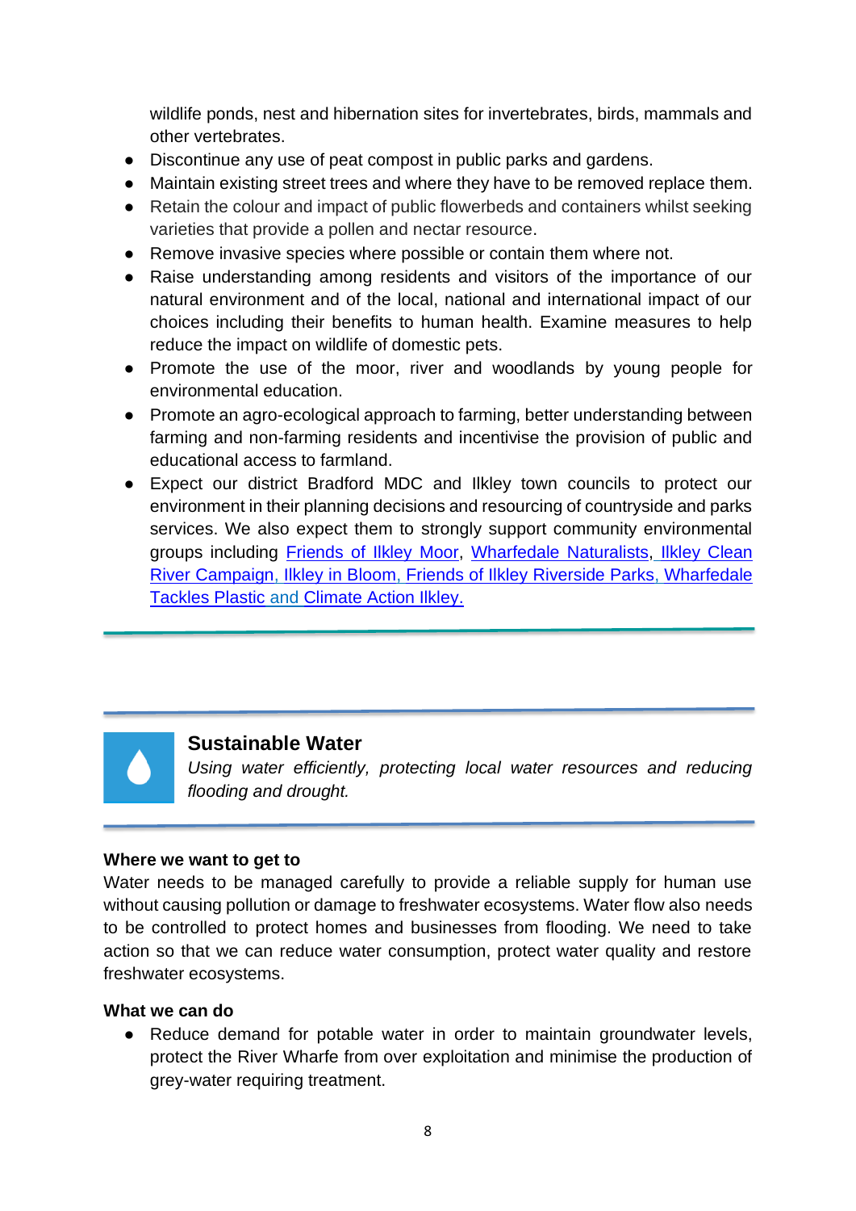wildlife ponds, nest and hibernation sites for invertebrates, birds, mammals and other vertebrates.

- Discontinue any use of peat compost in public parks and gardens.
- Maintain existing street trees and where they have to be removed replace them.
- Retain the colour and impact of public flowerbeds and containers whilst seeking varieties that provide a pollen and nectar resource.
- Remove invasive species where possible or contain them where not.
- Raise understanding among residents and visitors of the importance of our natural environment and of the local, national and international impact of our choices including their benefits to human health. Examine measures to help reduce the impact on wildlife of domestic pets.
- Promote the use of the moor, river and woodlands by young people for environmental education.
- Promote an agro-ecological approach to farming, better understanding between farming and non-farming residents and incentivise the provision of public and educational access to farmland.
- Expect our district Bradford MDC and Ilkley town councils to protect our environment in their planning decisions and resourcing of countryside and parks services. We also expect them to strongly support community environmental groups including Friends of Ilkley Moor, Wharfedale Naturalists, Ilkley Clean River Campaign, Ilkley in Bloom, Friends of Ilkley Riverside Parks, Wharfedale Tackles Plastic and Climate Action Ilkley.

---

## Sustainable Water

*Using water efficiently, protecting local water resources and reducing flooding and drought.*

---

**Where we want to get to**

Water needs to be managed carefully to provide a reliable supply for human use without causing pollution or damage to freshwater ecosystems. Water flow also needs to be controlled to protect homes and businesses from flooding. We need to take action so that we can reduce water consumption, protect water quality and restore freshwater ecosystems.

**What we can do**

- Reduce demand for potable water in order to maintain groundwater levels, protect the River Wharfe from over exploitation and minimise the production of grey-water requiring treatment.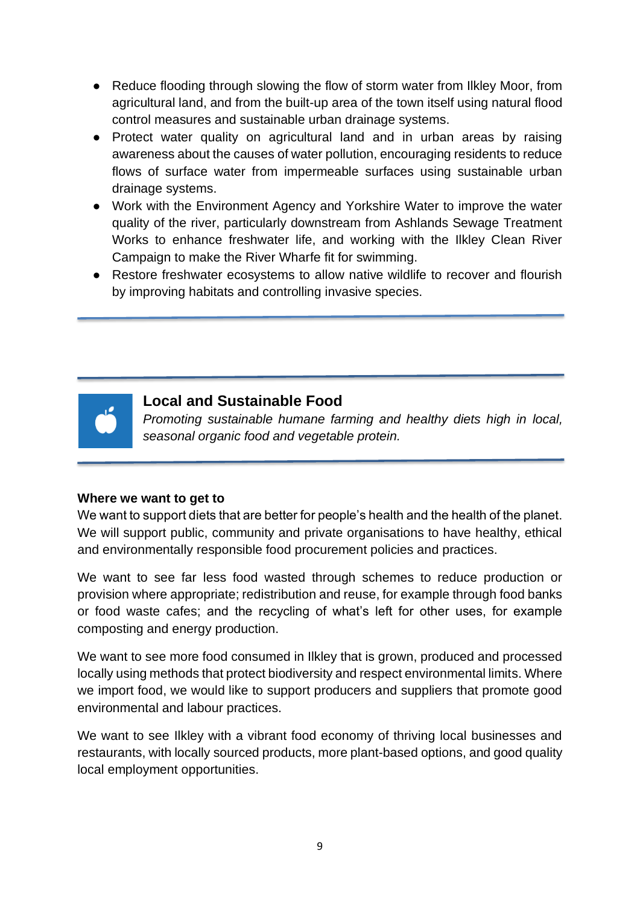- Reduce flooding through slowing the flow of storm water from Ilkley Moor, from agricultural land, and from the built-up area of the town itself using natural flood control measures and sustainable urban drainage systems.
- Protect water quality on agricultural land and in urban areas by raising awareness about the causes of water pollution, encouraging residents to reduce flows of surface water from impermeable surfaces using sustainable urban drainage systems.
- Work with the Environment Agency and Yorkshire Water to improve the water quality of the river, particularly downstream from Ashlands Sewage Treatment Works to enhance freshwater life, and working with the Ilkley Clean River Campaign to make the River Wharfe fit for swimming.
- Restore freshwater ecosystems to allow native wildlife to recover and flourish by improving habitats and controlling invasive species.

## Local and Sustainable Food

*Promoting sustainable humane farming and healthy diets high in local, seasonal organic food and vegetable protein.*

**Where we want to get to**

We want to support diets that are better for people's health and the health of the planet. We will support public, community and private organisations to have healthy, ethical and environmentally responsible food procurement policies and practices.

We want to see far less food wasted through schemes to reduce production or provision where appropriate; redistribution and reuse, for example through food banks or food waste cafes; and the recycling of what's left for other uses, for example composting and energy production.

We want to see more food consumed in Ilkley that is grown, produced and processed locally using methods that protect biodiversity and respect environmental limits. Where we import food, we would like to support producers and suppliers that promote good environmental and labour practices.

We want to see Ilkley with a vibrant food economy of thriving local businesses and restaurants, with locally sourced products, more plant-based options, and good quality local employment opportunities.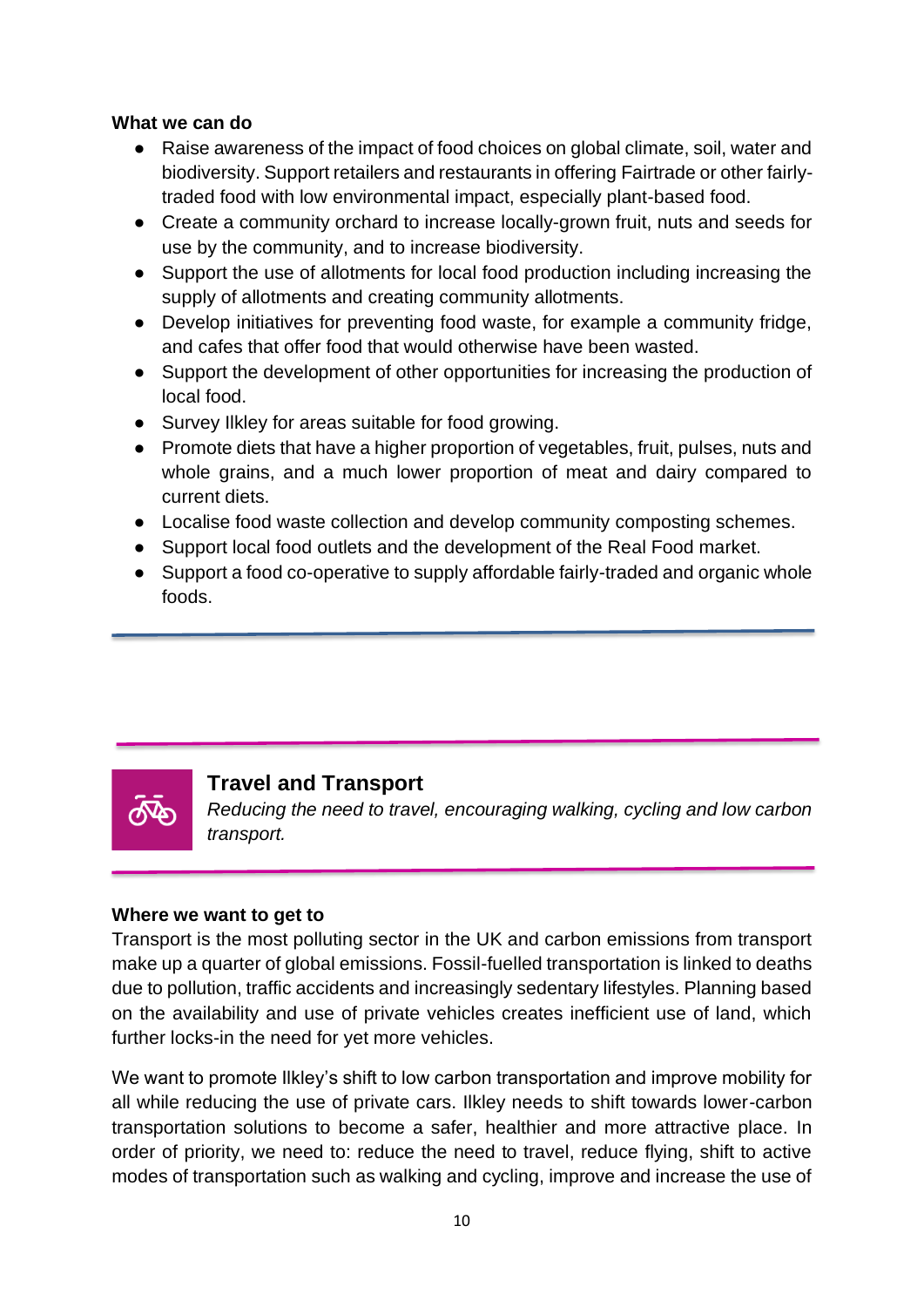**What we can do**

- Raise awareness of the impact of food choices on global climate, soil, water and biodiversity. Support retailers and restaurants in offering Fairtrade or other fairly-traded food with low environmental impact, especially plant-based food.
- Create a community orchard to increase locally-grown fruit, nuts and seeds for use by the community, and to increase biodiversity.
- Support the use of allotments for local food production including increasing the supply of allotments and creating community allotments.
- Develop initiatives for preventing food waste, for example a community fridge, and cafes that offer food that would otherwise have been wasted.
- Support the development of other opportunities for increasing the production of local food.
- Survey Ilkley for areas suitable for food growing.
- Promote diets that have a higher proportion of vegetables, fruit, pulses, nuts and whole grains, and a much lower proportion of meat and dairy compared to current diets.
- Localise food waste collection and develop community composting schemes.
- Support local food outlets and the development of the Real Food market.
- Support a food co-operative to supply affordable fairly-traded and organic whole foods.

## Travel and Transport

*Reducing the need to travel, encouraging walking, cycling and low carbon transport.*

**Where we want to get to**

Transport is the most polluting sector in the UK and carbon emissions from transport make up a quarter of global emissions. Fossil-fuelled transportation is linked to deaths due to pollution, traffic accidents and increasingly sedentary lifestyles. Planning based on the availability and use of private vehicles creates inefficient use of land, which further locks-in the need for yet more vehicles.

We want to promote Ilkley's shift to low carbon transportation and improve mobility for all while reducing the use of private cars. Ilkley needs to shift towards lower-carbon transportation solutions to become a safer, healthier and more attractive place. In order of priority, we need to: reduce the need to travel, reduce flying, shift to active modes of transportation such as walking and cycling, improve and increase the use of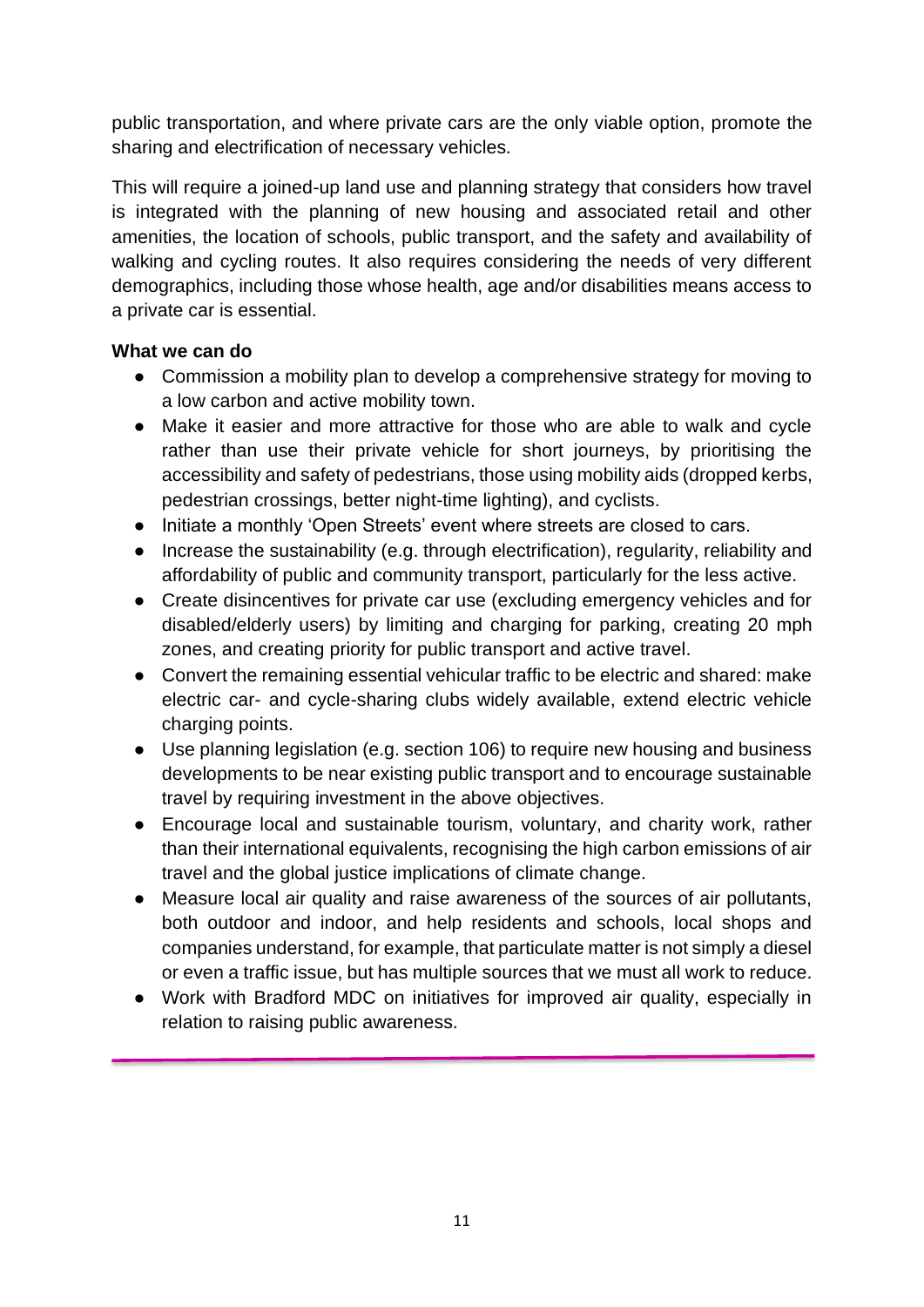public transportation, and where private cars are the only viable option, promote the sharing and electrification of necessary vehicles.

This will require a joined-up land use and planning strategy that considers how travel is integrated with the planning of new housing and associated retail and other amenities, the location of schools, public transport, and the safety and availability of walking and cycling routes. It also requires considering the needs of very different demographics, including those whose health, age and/or disabilities means access to a private car is essential.

**What we can do**

- Commission a mobility plan to develop a comprehensive strategy for moving to a low carbon and active mobility town.
- Make it easier and more attractive for those who are able to walk and cycle rather than use their private vehicle for short journeys, by prioritising the accessibility and safety of pedestrians, those using mobility aids (dropped kerbs, pedestrian crossings, better night-time lighting), and cyclists.
- Initiate a monthly 'Open Streets' event where streets are closed to cars.
- Increase the sustainability (e.g. through electrification), regularity, reliability and affordability of public and community transport, particularly for the less active.
- Create disincentives for private car use (excluding emergency vehicles and for disabled/elderly users) by limiting and charging for parking, creating 20 mph zones, and creating priority for public transport and active travel.
- Convert the remaining essential vehicular traffic to be electric and shared: make electric car- and cycle-sharing clubs widely available, extend electric vehicle charging points.
- Use planning legislation (e.g. section 106) to require new housing and business developments to be near existing public transport and to encourage sustainable travel by requiring investment in the above objectives.
- Encourage local and sustainable tourism, voluntary, and charity work, rather than their international equivalents, recognising the high carbon emissions of air travel and the global justice implications of climate change.
- Measure local air quality and raise awareness of the sources of air pollutants, both outdoor and indoor, and help residents and schools, local shops and companies understand, for example, that particulate matter is not simply a diesel or even a traffic issue, but has multiple sources that we must all work to reduce.
- Work with Bradford MDC on initiatives for improved air quality, especially in relation to raising public awareness.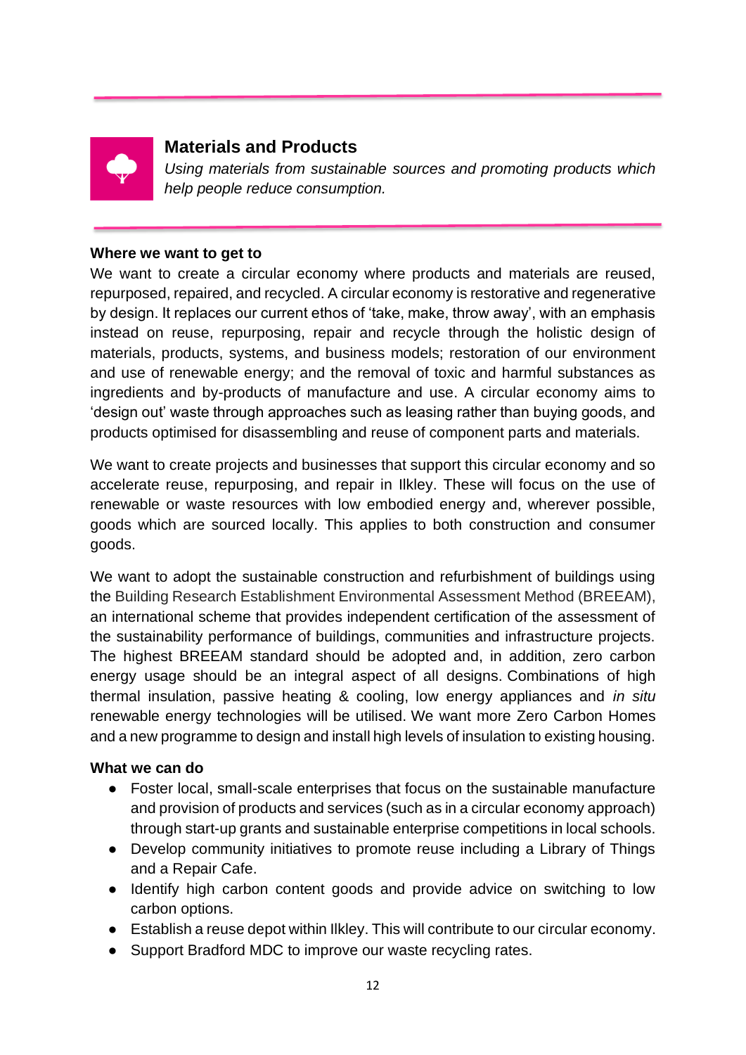## Materials and Products

*Using materials from sustainable sources and promoting products which help people reduce consumption.*

**Where we want to get to**

We want to create a circular economy where products and materials are reused, repurposed, repaired, and recycled. A circular economy is restorative and regenerative by design. It replaces our current ethos of 'take, make, throw away', with an emphasis instead on reuse, repurposing, repair and recycle through the holistic design of materials, products, systems, and business models; restoration of our environment and use of renewable energy; and the removal of toxic and harmful substances as ingredients and by-products of manufacture and use. A circular economy aims to 'design out' waste through approaches such as leasing rather than buying goods, and products optimised for disassembling and reuse of component parts and materials.

We want to create projects and businesses that support this circular economy and so accelerate reuse, repurposing, and repair in Ilkley. These will focus on the use of renewable or waste resources with low embodied energy and, wherever possible, goods which are sourced locally. This applies to both construction and consumer goods.

We want to adopt the sustainable construction and refurbishment of buildings using the Building Research Establishment Environmental Assessment Method (BREEAM), an international scheme that provides independent certification of the assessment of the sustainability performance of buildings, communities and infrastructure projects. The highest BREEAM standard should be adopted and, in addition, zero carbon energy usage should be an integral aspect of all designs. Combinations of high thermal insulation, passive heating & cooling, low energy appliances and *in situ* renewable energy technologies will be utilised. We want more Zero Carbon Homes and a new programme to design and install high levels of insulation to existing housing.

**What we can do**

- Foster local, small-scale enterprises that focus on the sustainable manufacture and provision of products and services (such as in a circular economy approach) through start-up grants and sustainable enterprise competitions in local schools.
- Develop community initiatives to promote reuse including a Library of Things and a Repair Cafe.
- Identify high carbon content goods and provide advice on switching to low carbon options.
- Establish a reuse depot within Ilkley. This will contribute to our circular economy.
- Support Bradford MDC to improve our waste recycling rates.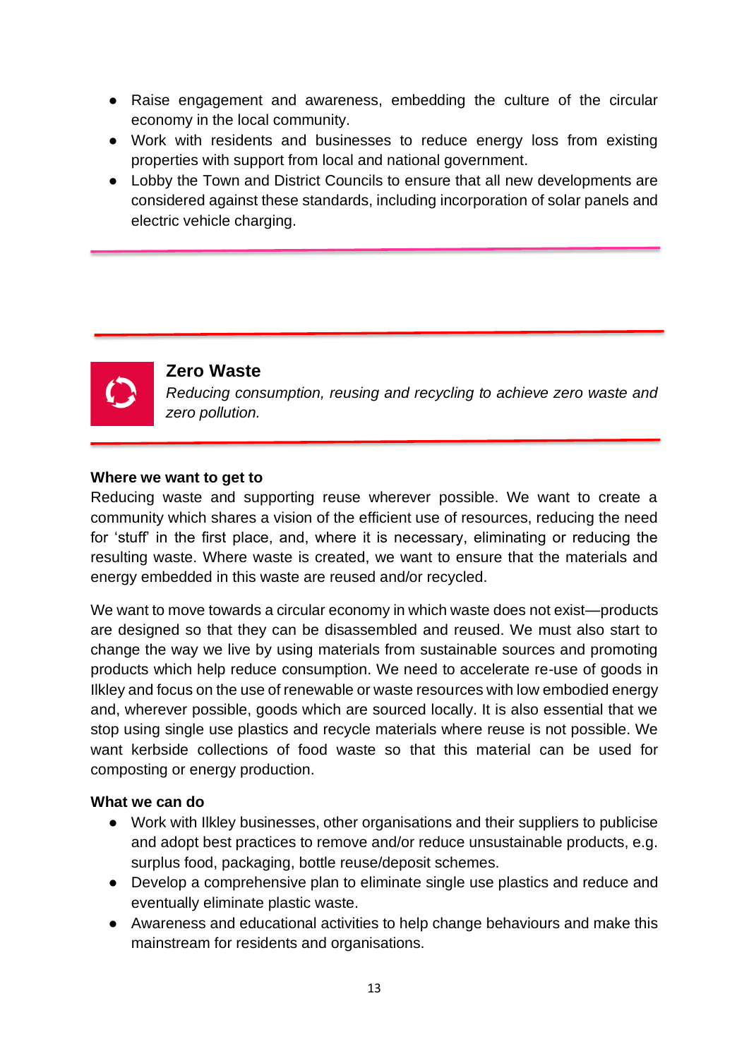- Raise engagement and awareness, embedding the culture of the circular economy in the local community.
- Work with residents and businesses to reduce energy loss from existing properties with support from local and national government.
- Lobby the Town and District Councils to ensure that all new developments are considered against these standards, including incorporation of solar panels and electric vehicle charging.

---

## Zero Waste

*Reducing consumption, reusing and recycling to achieve zero waste and zero pollution.*

---

**Where we want to get to**

Reducing waste and supporting reuse wherever possible. We want to create a community which shares a vision of the efficient use of resources, reducing the need for 'stuff' in the first place, and, where it is necessary, eliminating or reducing the resulting waste. Where waste is created, we want to ensure that the materials and energy embedded in this waste are reused and/or recycled.

We want to move towards a circular economy in which waste does not exist—products are designed so that they can be disassembled and reused. We must also start to change the way we live by using materials from sustainable sources and promoting products which help reduce consumption. We need to accelerate re-use of goods in Ilkley and focus on the use of renewable or waste resources with low embodied energy and, wherever possible, goods which are sourced locally. It is also essential that we stop using single use plastics and recycle materials where reuse is not possible. We want kerbside collections of food waste so that this material can be used for composting or energy production.

**What we can do**

- Work with Ilkley businesses, other organisations and their suppliers to publicise and adopt best practices to remove and/or reduce unsustainable products, e.g. surplus food, packaging, bottle reuse/deposit schemes.
- Develop a comprehensive plan to eliminate single use plastics and reduce and eventually eliminate plastic waste.
- Awareness and educational activities to help change behaviours and make this mainstream for residents and organisations.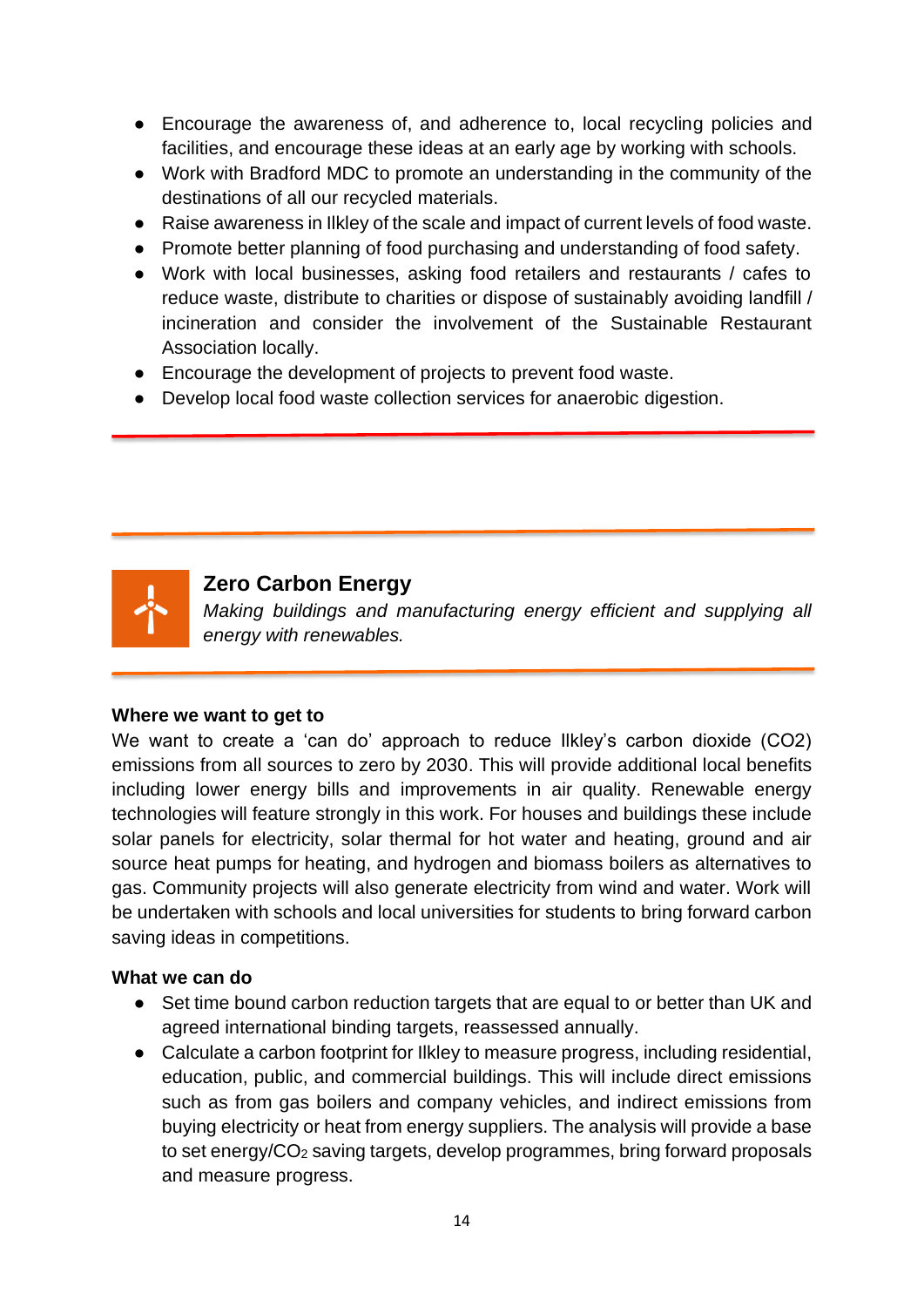- Encourage the awareness of, and adherence to, local recycling policies and facilities, and encourage these ideas at an early age by working with schools.
- Work with Bradford MDC to promote an understanding in the community of the destinations of all our recycled materials.
- Raise awareness in Ilkley of the scale and impact of current levels of food waste.
- Promote better planning of food purchasing and understanding of food safety.
- Work with local businesses, asking food retailers and restaurants / cafes to reduce waste, distribute to charities or dispose of sustainably avoiding landfill / incineration and consider the involvement of the Sustainable Restaurant Association locally.
- Encourage the development of projects to prevent food waste.
- Develop local food waste collection services for anaerobic digestion.

## Zero Carbon Energy

*Making buildings and manufacturing energy efficient and supplying all energy with renewables.*

**Where we want to get to**

We want to create a 'can do' approach to reduce Ilkley's carbon dioxide (CO2) emissions from all sources to zero by 2030. This will provide additional local benefits including lower energy bills and improvements in air quality. Renewable energy technologies will feature strongly in this work. For houses and buildings these include solar panels for electricity, solar thermal for hot water and heating, ground and air source heat pumps for heating, and hydrogen and biomass boilers as alternatives to gas. Community projects will also generate electricity from wind and water. Work will be undertaken with schools and local universities for students to bring forward carbon saving ideas in competitions.

**What we can do**

- Set time bound carbon reduction targets that are equal to or better than UK and agreed international binding targets, reassessed annually.
- Calculate a carbon footprint for Ilkley to measure progress, including residential, education, public, and commercial buildings. This will include direct emissions such as from gas boilers and company vehicles, and indirect emissions from buying electricity or heat from energy suppliers. The analysis will provide a base to set energy/$CO_2$ saving targets, develop programmes, bring forward proposals and measure progress.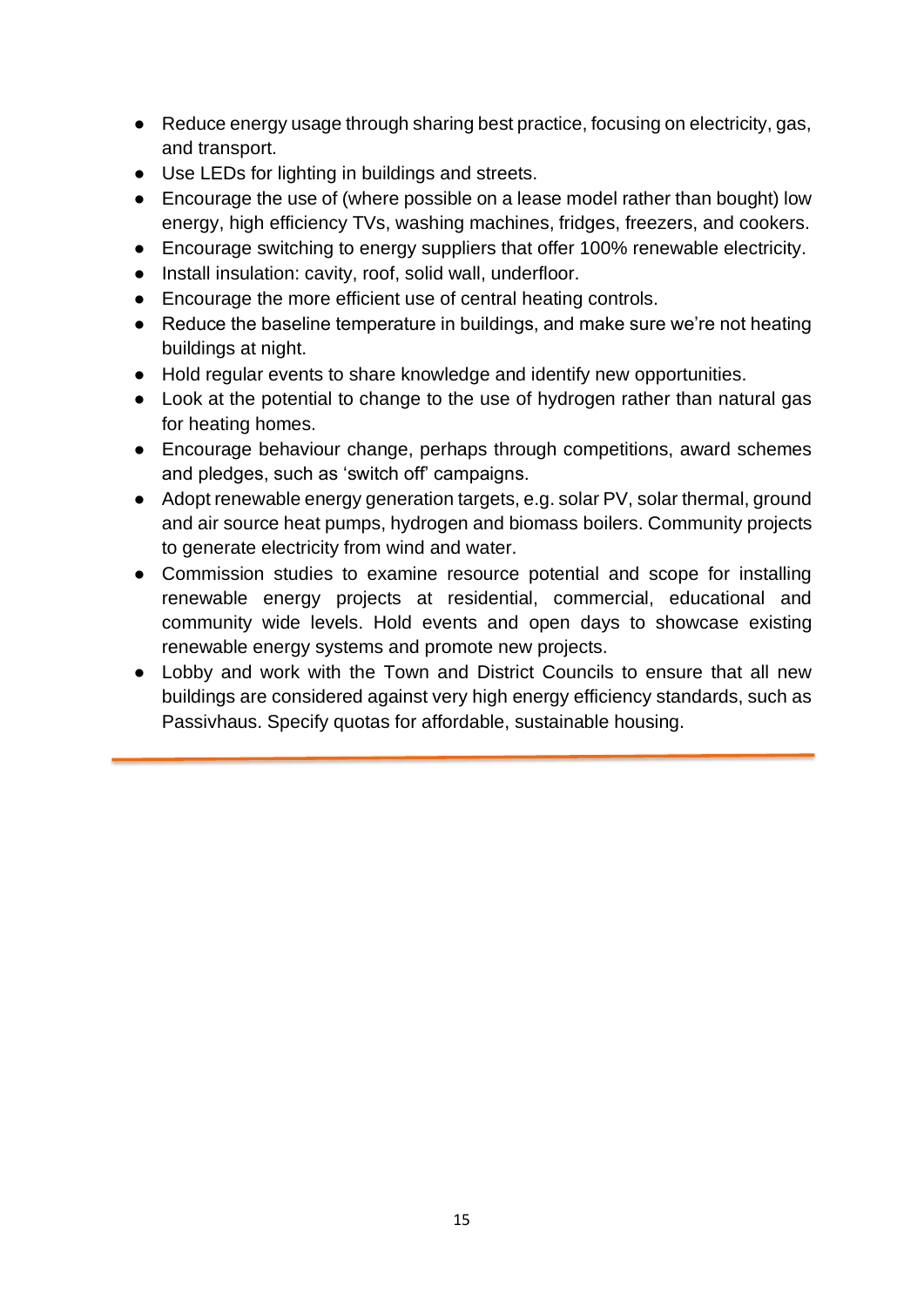- Reduce energy usage through sharing best practice, focusing on electricity, gas, and transport.
- Use LEDs for lighting in buildings and streets.
- Encourage the use of (where possible on a lease model rather than bought) low energy, high efficiency TVs, washing machines, fridges, freezers, and cookers.
- Encourage switching to energy suppliers that offer 100% renewable electricity.
- Install insulation: cavity, roof, solid wall, underfloor.
- Encourage the more efficient use of central heating controls.
- Reduce the baseline temperature in buildings, and make sure we're not heating buildings at night.
- Hold regular events to share knowledge and identify new opportunities.
- Look at the potential to change to the use of hydrogen rather than natural gas for heating homes.
- Encourage behaviour change, perhaps through competitions, award schemes and pledges, such as 'switch off' campaigns.
- Adopt renewable energy generation targets, e.g. solar PV, solar thermal, ground and air source heat pumps, hydrogen and biomass boilers. Community projects to generate electricity from wind and water.
- Commission studies to examine resource potential and scope for installing renewable energy projects at residential, commercial, educational and community wide levels. Hold events and open days to showcase existing renewable energy systems and promote new projects.
- Lobby and work with the Town and District Councils to ensure that all new buildings are considered against very high energy efficiency standards, such as Passivhaus. Specify quotas for affordable, sustainable housing.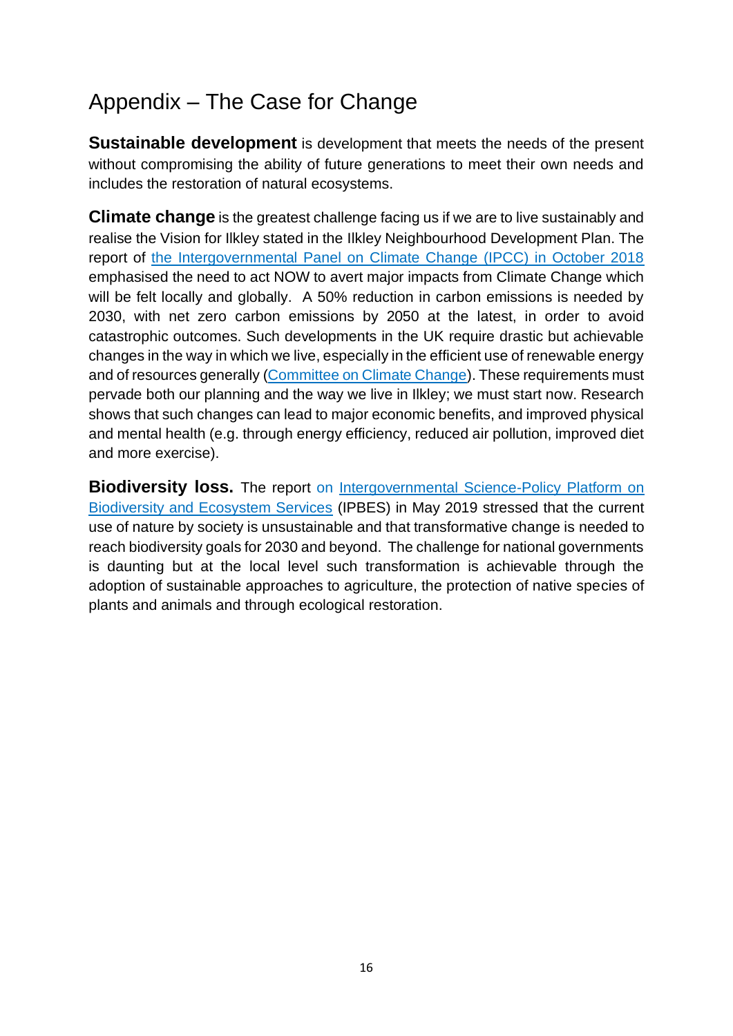# Appendix – The Case for Change

**Sustainable development** is development that meets the needs of the present without compromising the ability of future generations to meet their own needs and includes the restoration of natural ecosystems.

**Climate change** is the greatest challenge facing us if we are to live sustainably and realise the Vision for Ilkley stated in the Ilkley Neighbourhood Development Plan. The report of the Intergovernmental Panel on Climate Change (IPCC) in October 2018 emphasised the need to act NOW to avert major impacts from Climate Change which will be felt locally and globally. A 50% reduction in carbon emissions is needed by 2030, with net zero carbon emissions by 2050 at the latest, in order to avoid catastrophic outcomes. Such developments in the UK require drastic but achievable changes in the way in which we live, especially in the efficient use of renewable energy and of resources generally (Committee on Climate Change). These requirements must pervade both our planning and the way we live in Ilkley; we must start now. Research shows that such changes can lead to major economic benefits, and improved physical and mental health (e.g. through energy efficiency, reduced air pollution, improved diet and more exercise).

**Biodiversity loss.** The report on Intergovernmental Science-Policy Platform on Biodiversity and Ecosystem Services (IPBES) in May 2019 stressed that the current use of nature by society is unsustainable and that transformative change is needed to reach biodiversity goals for 2030 and beyond. The challenge for national governments is daunting but at the local level such transformation is achievable through the adoption of sustainable approaches to agriculture, the protection of native species of plants and animals and through ecological restoration.